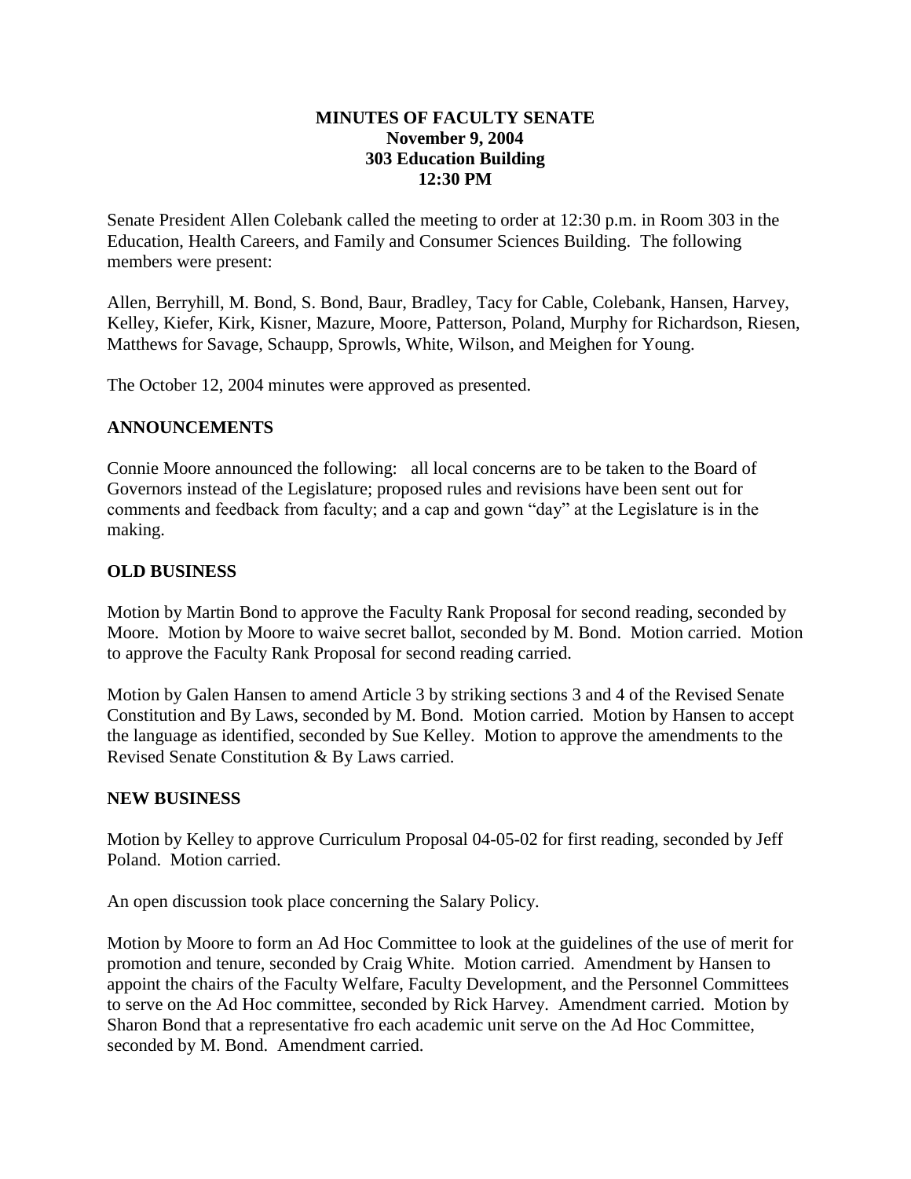**MINUTES OF FACULTY SENATE**
**November 9, 2004**
**303 Education Building**
**12:30 PM**

Senate President Allen Colebank called the meeting to order at 12:30 p.m. in Room 303 in the Education, Health Careers, and Family and Consumer Sciences Building. The following members were present:

Allen, Berryhill, M. Bond, S. Bond, Baur, Bradley, Tacy for Cable, Colebank, Hansen, Harvey, Kelley, Kiefer, Kirk, Kisner, Mazure, Moore, Patterson, Poland, Murphy for Richardson, Riesen, Matthews for Savage, Schaupp, Sprowls, White, Wilson, and Meighen for Young.

The October 12, 2004 minutes were approved as presented.

## ANNOUNCEMENTS

Connie Moore announced the following: all local concerns are to be taken to the Board of Governors instead of the Legislature; proposed rules and revisions have been sent out for comments and feedback from faculty; and a cap and gown "day" at the Legislature is in the making.

## OLD BUSINESS

Motion by Martin Bond to approve the Faculty Rank Proposal for second reading, seconded by Moore. Motion by Moore to waive secret ballot, seconded by M. Bond. Motion carried. Motion to approve the Faculty Rank Proposal for second reading carried.

Motion by Galen Hansen to amend Article 3 by striking sections 3 and 4 of the Revised Senate Constitution and By Laws, seconded by M. Bond. Motion carried. Motion by Hansen to accept the language as identified, seconded by Sue Kelley. Motion to approve the amendments to the Revised Senate Constitution & By Laws carried.

## NEW BUSINESS

Motion by Kelley to approve Curriculum Proposal 04-05-02 for first reading, seconded by Jeff Poland. Motion carried.

An open discussion took place concerning the Salary Policy.

Motion by Moore to form an Ad Hoc Committee to look at the guidelines of the use of merit for promotion and tenure, seconded by Craig White. Motion carried. Amendment by Hansen to appoint the chairs of the Faculty Welfare, Faculty Development, and the Personnel Committees to serve on the Ad Hoc committee, seconded by Rick Harvey. Amendment carried. Motion by Sharon Bond that a representative fro each academic unit serve on the Ad Hoc Committee, seconded by M. Bond. Amendment carried.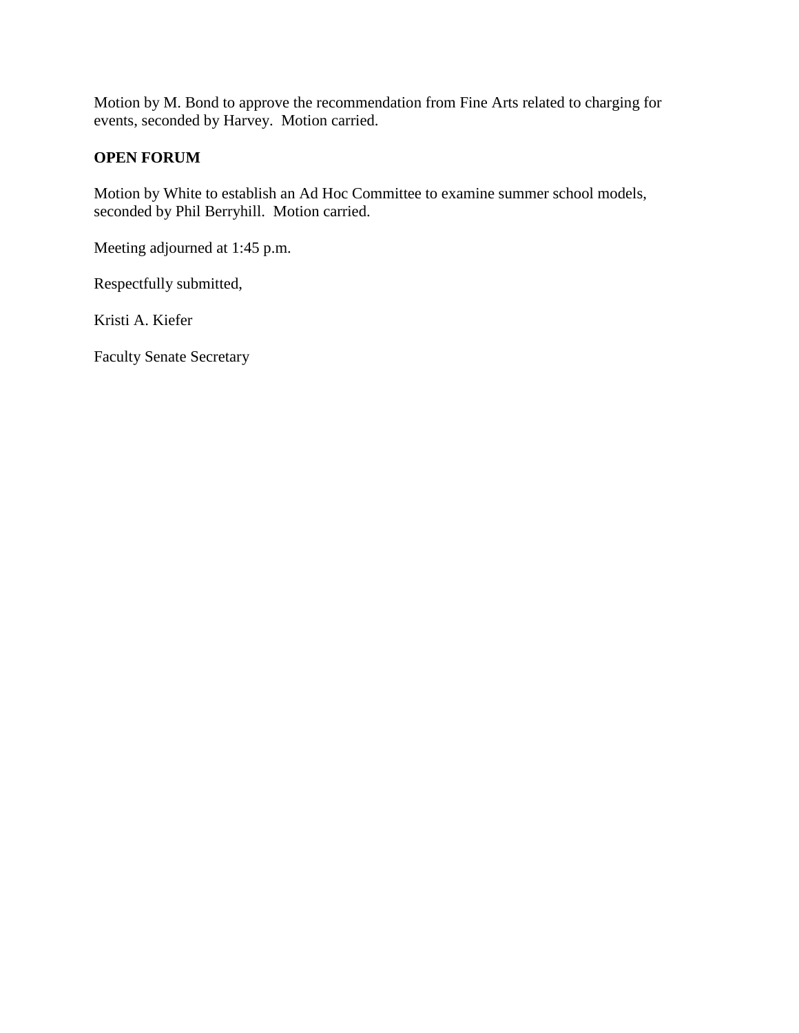Motion by M. Bond to approve the recommendation from Fine Arts related to charging for events, seconded by Harvey. Motion carried.

**OPEN FORUM**

Motion by White to establish an Ad Hoc Committee to examine summer school models, seconded by Phil Berryhill. Motion carried.

Meeting adjourned at 1:45 p.m.

Respectfully submitted,

Kristi A. Kiefer

Faculty Senate Secretary